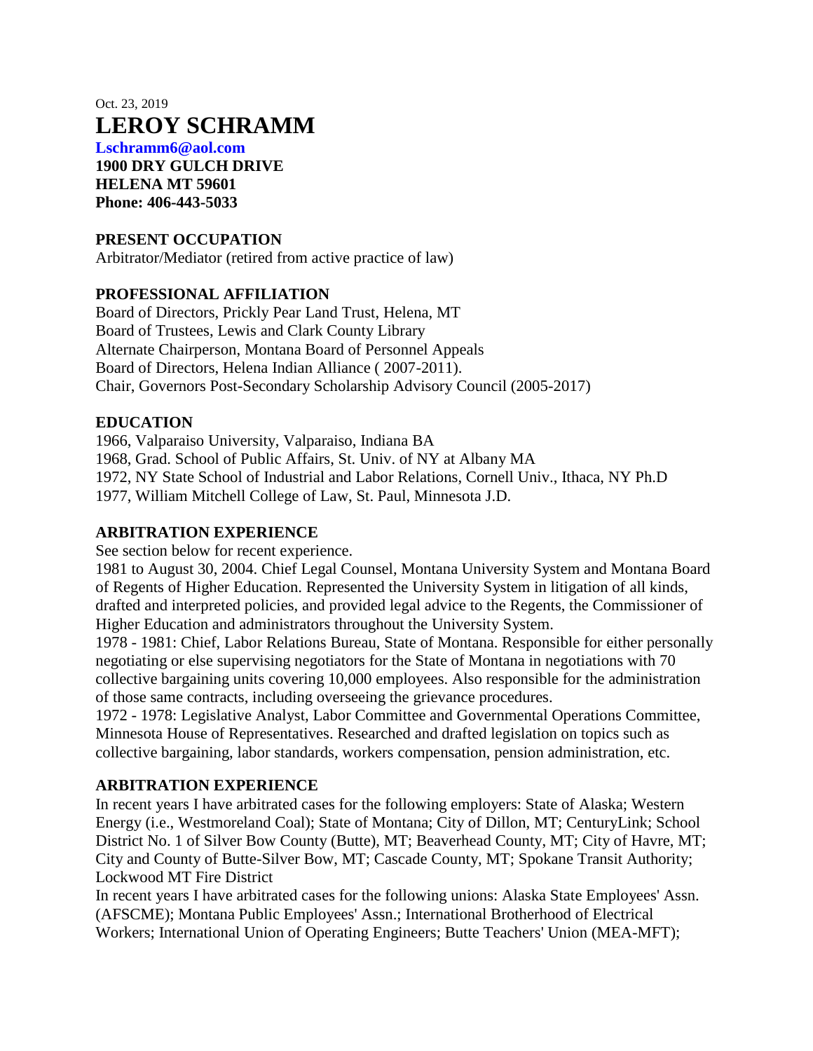Oct. 23, 2019

# LEROY SCHRAMM

**Lschramm6@aol.com**
**1900 DRY GULCH DRIVE**
**HELENA MT 59601**
**Phone: 406-443-5033**

### PRESENT OCCUPATION

Arbitrator/Mediator (retired from active practice of law)

### PROFESSIONAL AFFILIATION

Board of Directors, Prickly Pear Land Trust, Helena, MT
Board of Trustees, Lewis and Clark County Library
Alternate Chairperson, Montana Board of Personnel Appeals
Board of Directors, Helena Indian Alliance ( 2007-2011).
Chair, Governors Post-Secondary Scholarship Advisory Council (2005-2017)

### EDUCATION

1966, Valparaiso University, Valparaiso, Indiana BA
1968, Grad. School of Public Affairs, St. Univ. of NY at Albany MA
1972, NY State School of Industrial and Labor Relations, Cornell Univ., Ithaca, NY Ph.D
1977, William Mitchell College of Law, St. Paul, Minnesota J.D.

### ARBITRATION EXPERIENCE

See section below for recent experience.

1981 to August 30, 2004. Chief Legal Counsel, Montana University System and Montana Board of Regents of Higher Education. Represented the University System in litigation of all kinds, drafted and interpreted policies, and provided legal advice to the Regents, the Commissioner of Higher Education and administrators throughout the University System.

1978 - 1981: Chief, Labor Relations Bureau, State of Montana. Responsible for either personally negotiating or else supervising negotiators for the State of Montana in negotiations with 70 collective bargaining units covering 10,000 employees. Also responsible for the administration of those same contracts, including overseeing the grievance procedures.

1972 - 1978: Legislative Analyst, Labor Committee and Governmental Operations Committee, Minnesota House of Representatives. Researched and drafted legislation on topics such as collective bargaining, labor standards, workers compensation, pension administration, etc.

### ARBITRATION EXPERIENCE

In recent years I have arbitrated cases for the following employers: State of Alaska; Western Energy (i.e., Westmoreland Coal); State of Montana; City of Dillon, MT; CenturyLink; School District No. 1 of Silver Bow County (Butte), MT; Beaverhead County, MT; City of Havre, MT; City and County of Butte-Silver Bow, MT; Cascade County, MT; Spokane Transit Authority; Lockwood MT Fire District

In recent years I have arbitrated cases for the following unions: Alaska State Employees' Assn. (AFSCME); Montana Public Employees' Assn.; International Brotherhood of Electrical Workers; International Union of Operating Engineers; Butte Teachers' Union (MEA-MFT);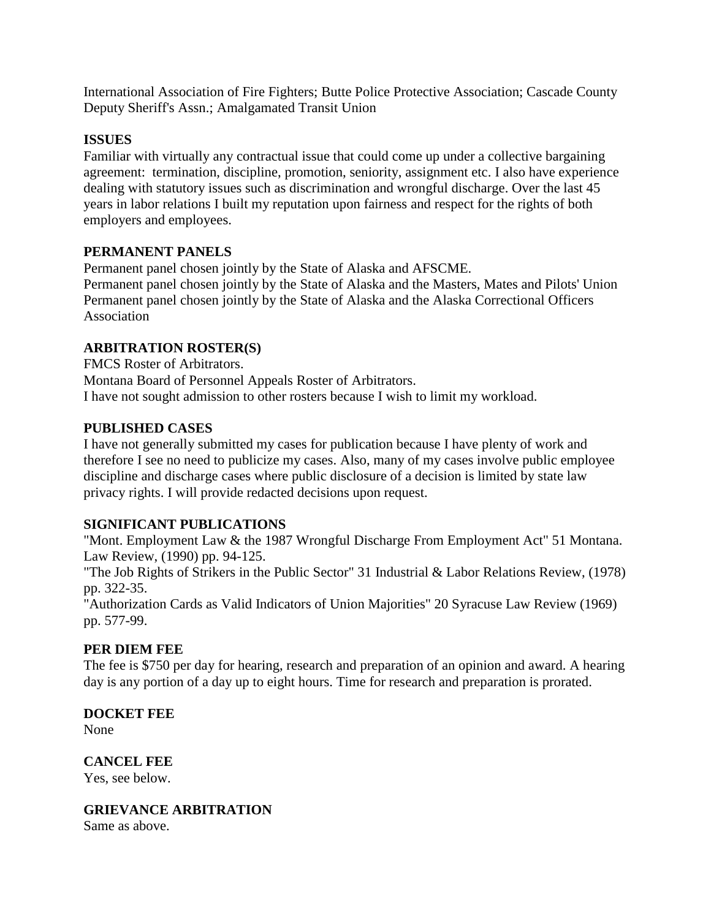International Association of Fire Fighters; Butte Police Protective Association; Cascade County Deputy Sheriff's Assn.; Amalgamated Transit Union

**ISSUES**

Familiar with virtually any contractual issue that could come up under a collective bargaining agreement: termination, discipline, promotion, seniority, assignment etc. I also have experience dealing with statutory issues such as discrimination and wrongful discharge. Over the last 45 years in labor relations I built my reputation upon fairness and respect for the rights of both employers and employees.

**PERMANENT PANELS**

Permanent panel chosen jointly by the State of Alaska and AFSCME.
Permanent panel chosen jointly by the State of Alaska and the Masters, Mates and Pilots' Union
Permanent panel chosen jointly by the State of Alaska and the Alaska Correctional Officers Association

**ARBITRATION ROSTER(S)**

FMCS Roster of Arbitrators.
Montana Board of Personnel Appeals Roster of Arbitrators.
I have not sought admission to other rosters because I wish to limit my workload.

**PUBLISHED CASES**

I have not generally submitted my cases for publication because I have plenty of work and therefore I see no need to publicize my cases. Also, many of my cases involve public employee discipline and discharge cases where public disclosure of a decision is limited by state law privacy rights. I will provide redacted decisions upon request.

**SIGNIFICANT PUBLICATIONS**

"Mont. Employment Law & the 1987 Wrongful Discharge From Employment Act" 51 Montana. Law Review, (1990) pp. 94-125.
"The Job Rights of Strikers in the Public Sector" 31 Industrial & Labor Relations Review, (1978) pp. 322-35.
"Authorization Cards as Valid Indicators of Union Majorities" 20 Syracuse Law Review (1969) pp. 577-99.

**PER DIEM FEE**

The fee is $750 per day for hearing, research and preparation of an opinion and award. A hearing day is any portion of a day up to eight hours. Time for research and preparation is prorated.

**DOCKET FEE**

None

**CANCEL FEE**

Yes, see below.

**GRIEVANCE ARBITRATION**

Same as above.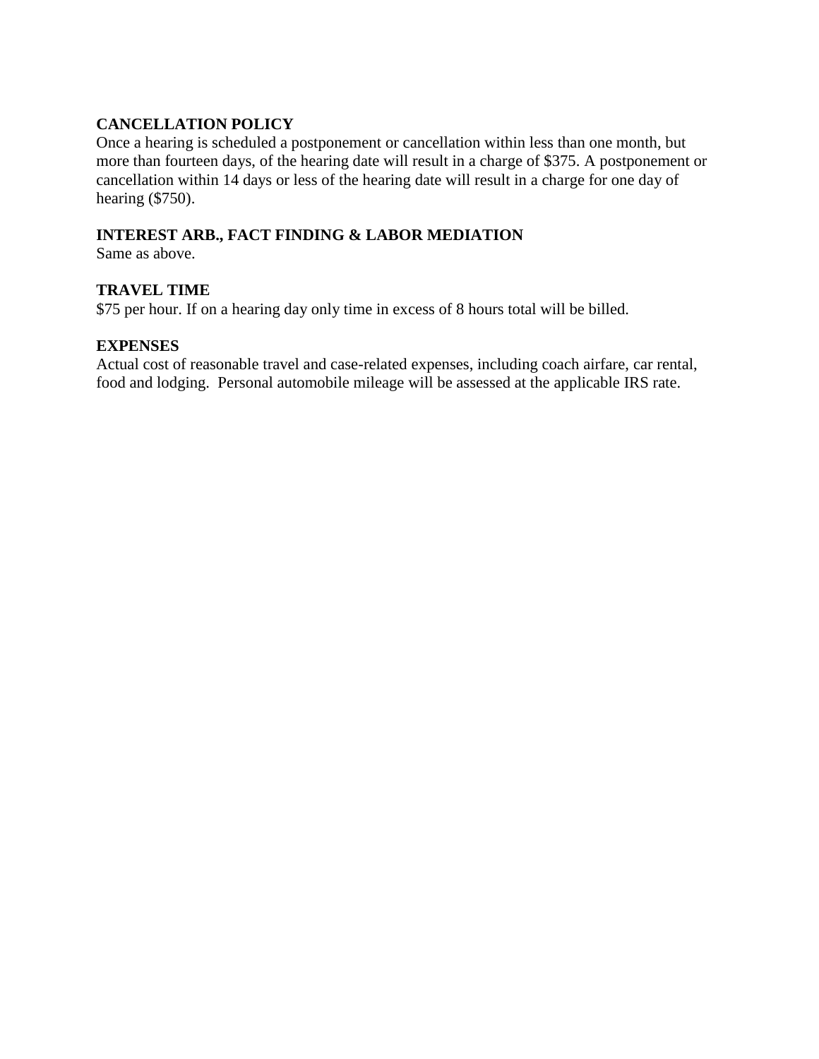**CANCELLATION POLICY**
Once a hearing is scheduled a postponement or cancellation within less than one month, but more than fourteen days, of the hearing date will result in a charge of $375. A postponement or cancellation within 14 days or less of the hearing date will result in a charge for one day of hearing ($750).

**INTEREST ARB., FACT FINDING & LABOR MEDIATION**
Same as above.

**TRAVEL TIME**
$75 per hour. If on a hearing day only time in excess of 8 hours total will be billed.

**EXPENSES**
Actual cost of reasonable travel and case-related expenses, including coach airfare, car rental, food and lodging. Personal automobile mileage will be assessed at the applicable IRS rate.